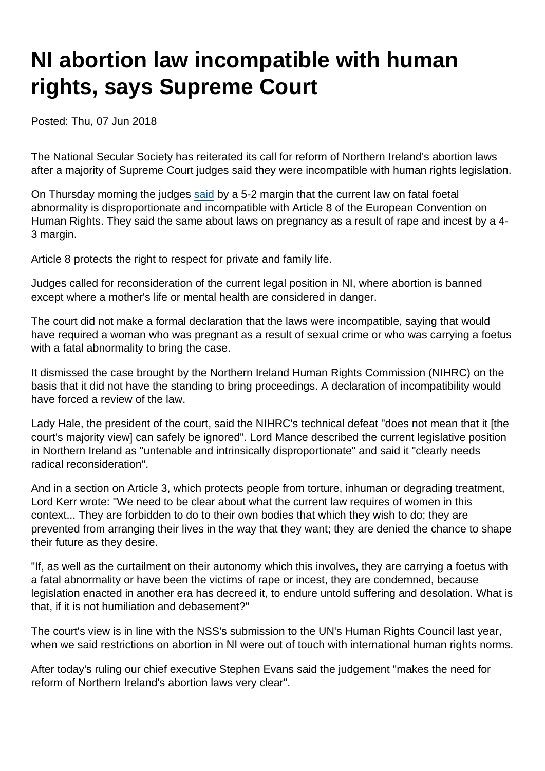# NI abortion law incompatible with human rights, says Supreme Court

Posted: Thu, 07 Jun 2018

The National Secular Society has reiterated its call for reform of Northern Ireland's abortion laws after a majority of Supreme Court judges said they were incompatible with human rights legislation.

On Thursday morning the judges [said] by a 5-2 margin that the current law on fatal foetal abnormality is disproportionate and incompatible with Article 8 of the European Convention on Human Rights. They said the same about laws on pregnancy as a result of rape and incest by a 4-3 margin.

Article 8 protects the right to respect for private and family life.

Judges called for reconsideration of the current legal position in NI, where abortion is banned except where a mother's life or mental health are considered in danger.

The court did not make a formal declaration that the laws were incompatible, saying that would have required a woman who was pregnant as a result of sexual crime or who was carrying a foetus with a fatal abnormality to bring the case.

It dismissed the case brought by the Northern Ireland Human Rights Commission (NIHRC) on the basis that it did not have the standing to bring proceedings. A declaration of incompatibility would have forced a review of the law.

Lady Hale, the president of the court, said the NIHRC's technical defeat "does not mean that it [the court's majority view] can safely be ignored". Lord Mance described the current legislative position in Northern Ireland as "untenable and intrinsically disproportionate" and said it "clearly needs radical reconsideration".

And in a section on Article 3, which protects people from torture, inhuman or degrading treatment, Lord Kerr wrote: "We need to be clear about what the current law requires of women in this context... They are forbidden to do to their own bodies that which they wish to do; they are prevented from arranging their lives in the way that they want; they are denied the chance to shape their future as they desire.

"If, as well as the curtailment on their autonomy which this involves, they are carrying a foetus with a fatal abnormality or have been the victims of rape or incest, they are condemned, because legislation enacted in another era has decreed it, to endure untold suffering and desolation. What is that, if it is not humiliation and debasement?"

The court's view is in line with the NSS's submission to the UN's Human Rights Council last year, when we said restrictions on abortion in NI were out of touch with international human rights norms.

After today's ruling our chief executive Stephen Evans said the judgement "makes the need for reform of Northern Ireland's abortion laws very clear".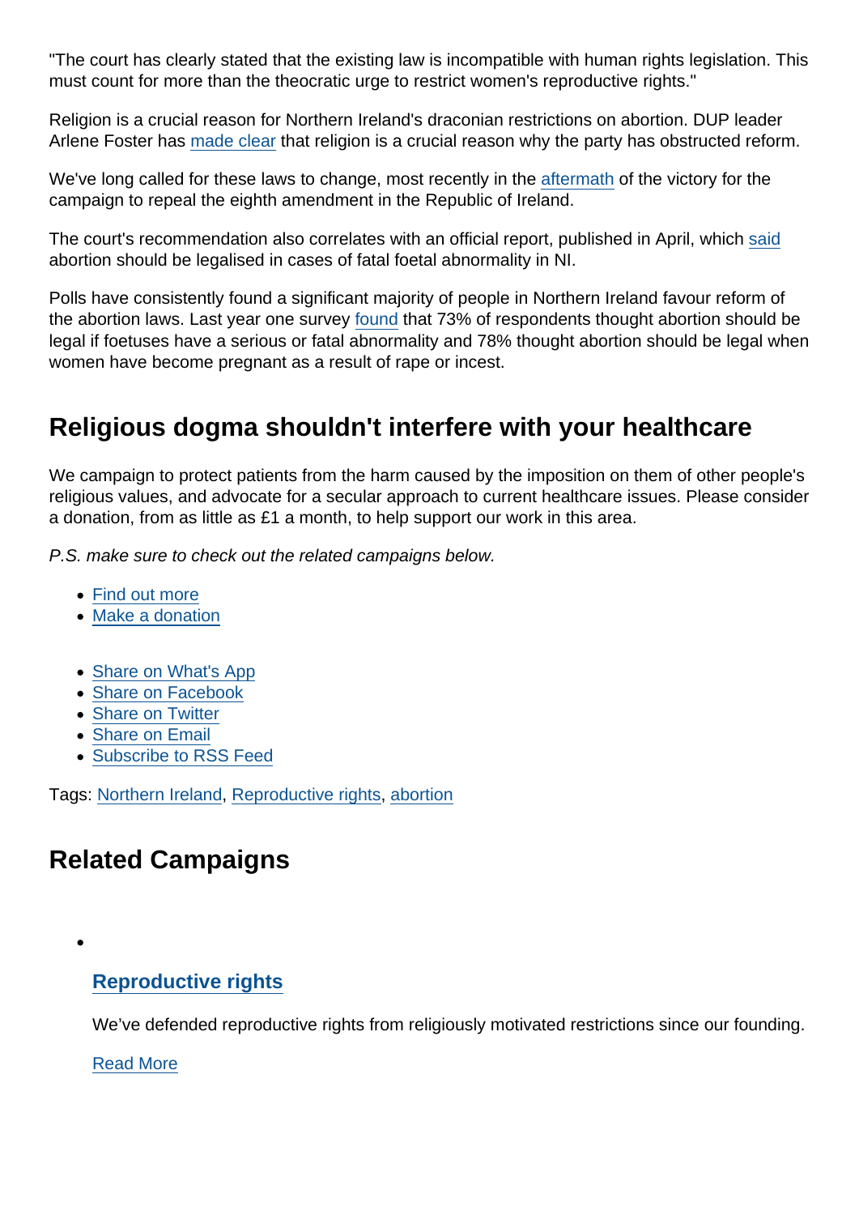"The court has clearly stated that the existing law is incompatible with human rights legislation. This must count for more than the theocratic urge to restrict women's reproductive rights."

Religion is a crucial reason for Northern Ireland's draconian restrictions on abortion. DUP leader Arlene Foster has made clear that religion is a crucial reason why the party has obstructed reform.

We've long called for these laws to change, most recently in the aftermath of the victory for the campaign to repeal the eighth amendment in the Republic of Ireland.

The court's recommendation also correlates with an official report, published in April, which said abortion should be legalised in cases of fatal foetal abnormality in NI.

Polls have consistently found a significant majority of people in Northern Ireland favour reform of the abortion laws. Last year one survey found that 73% of respondents thought abortion should be legal if foetuses have a serious or fatal abnormality and 78% thought abortion should be legal when women have become pregnant as a result of rape or incest.

## Religious dogma shouldn't interfere with your healthcare

We campaign to protect patients from the harm caused by the imposition on them of other people's religious values, and advocate for a secular approach to current healthcare issues. Please consider a donation, from as little as £1 a month, to help support our work in this area.

*P.S. make sure to check out the related campaigns below.*

- Find out more
- Make a donation

- Share on What's App
- Share on Facebook
- Share on Twitter
- Share on Email
- Subscribe to RSS Feed

Tags: Northern Ireland, Reproductive rights, abortion

## Related Campaigns

- ### Reproductive rights

  We've defended reproductive rights from religiously motivated restrictions since our founding.

  Read More